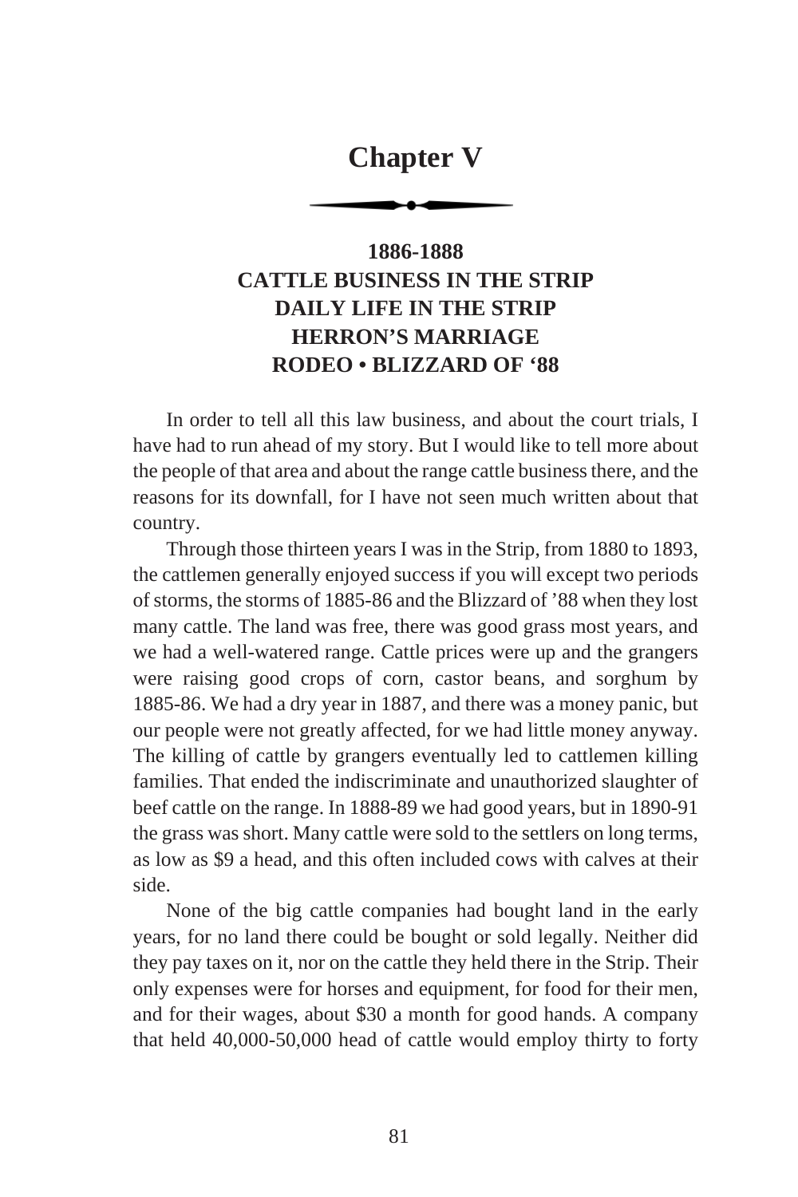# Chapter V

## 1886-1888
## CATTLE BUSINESS IN THE STRIP
## DAILY LIFE IN THE STRIP
## HERRON'S MARRIAGE
## RODEO • BLIZZARD OF '88

In order to tell all this law business, and about the court trials, I have had to run ahead of my story. But I would like to tell more about the people of that area and about the range cattle business there, and the reasons for its downfall, for I have not seen much written about that country.

Through those thirteen years I was in the Strip, from 1880 to 1893, the cattlemen generally enjoyed success if you will except two periods of storms, the storms of 1885-86 and the Blizzard of '88 when they lost many cattle. The land was free, there was good grass most years, and we had a well-watered range. Cattle prices were up and the grangers were raising good crops of corn, castor beans, and sorghum by 1885-86. We had a dry year in 1887, and there was a money panic, but our people were not greatly affected, for we had little money anyway. The killing of cattle by grangers eventually led to cattlemen killing families. That ended the indiscriminate and unauthorized slaughter of beef cattle on the range. In 1888-89 we had good years, but in 1890-91 the grass was short. Many cattle were sold to the settlers on long terms, as low as $9 a head, and this often included cows with calves at their side.

None of the big cattle companies had bought land in the early years, for no land there could be bought or sold legally. Neither did they pay taxes on it, nor on the cattle they held there in the Strip. Their only expenses were for horses and equipment, for food for their men, and for their wages, about $30 a month for good hands. A company that held 40,000-50,000 head of cattle would employ thirty to forty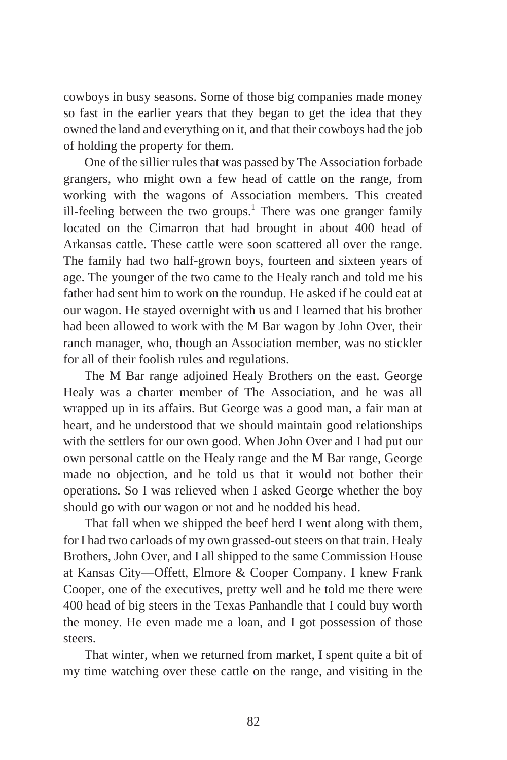cowboys in busy seasons. Some of those big companies made money so fast in the earlier years that they began to get the idea that they owned the land and everything on it, and that their cowboys had the job of holding the property for them.

One of the sillier rules that was passed by The Association forbade grangers, who might own a few head of cattle on the range, from working with the wagons of Association members. This created ill-feeling between the two groups.[1] There was one granger family located on the Cimarron that had brought in about 400 head of Arkansas cattle. These cattle were soon scattered all over the range. The family had two half-grown boys, fourteen and sixteen years of age. The younger of the two came to the Healy ranch and told me his father had sent him to work on the roundup. He asked if he could eat at our wagon. He stayed overnight with us and I learned that his brother had been allowed to work with the M Bar wagon by John Over, their ranch manager, who, though an Association member, was no stickler for all of their foolish rules and regulations.

The M Bar range adjoined Healy Brothers on the east. George Healy was a charter member of The Association, and he was all wrapped up in its affairs. But George was a good man, a fair man at heart, and he understood that we should maintain good relationships with the settlers for our own good. When John Over and I had put our own personal cattle on the Healy range and the M Bar range, George made no objection, and he told us that it would not bother their operations. So I was relieved when I asked George whether the boy should go with our wagon or not and he nodded his head.

That fall when we shipped the beef herd I went along with them, for I had two carloads of my own grassed-out steers on that train. Healy Brothers, John Over, and I all shipped to the same Commission House at Kansas City—Offett, Elmore & Cooper Company. I knew Frank Cooper, one of the executives, pretty well and he told me there were 400 head of big steers in the Texas Panhandle that I could buy worth the money. He even made me a loan, and I got possession of those steers.

That winter, when we returned from market, I spent quite a bit of my time watching over these cattle on the range, and visiting in the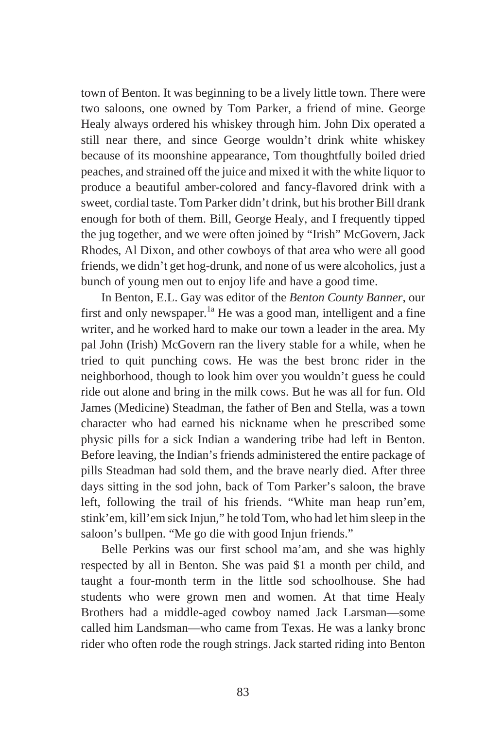town of Benton. It was beginning to be a lively little town. There were two saloons, one owned by Tom Parker, a friend of mine. George Healy always ordered his whiskey through him. John Dix operated a still near there, and since George wouldn't drink white whiskey because of its moonshine appearance, Tom thoughtfully boiled dried peaches, and strained off the juice and mixed it with the white liquor to produce a beautiful amber-colored and fancy-flavored drink with a sweet, cordial taste. Tom Parker didn't drink, but his brother Bill drank enough for both of them. Bill, George Healy, and I frequently tipped the jug together, and we were often joined by "Irish" McGovern, Jack Rhodes, Al Dixon, and other cowboys of that area who were all good friends, we didn't get hog-drunk, and none of us were alcoholics, just a bunch of young men out to enjoy life and have a good time.

In Benton, E.L. Gay was editor of the *Benton County Banner*, our first and only newspaper.[1a] He was a good man, intelligent and a fine writer, and he worked hard to make our town a leader in the area. My pal John (Irish) McGovern ran the livery stable for a while, when he tried to quit punching cows. He was the best bronc rider in the neighborhood, though to look him over you wouldn't guess he could ride out alone and bring in the milk cows. But he was all for fun. Old James (Medicine) Steadman, the father of Ben and Stella, was a town character who had earned his nickname when he prescribed some physic pills for a sick Indian a wandering tribe had left in Benton. Before leaving, the Indian's friends administered the entire package of pills Steadman had sold them, and the brave nearly died. After three days sitting in the sod john, back of Tom Parker's saloon, the brave left, following the trail of his friends. "White man heap run'em, stink'em, kill'em sick Injun," he told Tom, who had let him sleep in the saloon's bullpen. "Me go die with good Injun friends."

Belle Perkins was our first school ma'am, and she was highly respected by all in Benton. She was paid $1 a month per child, and taught a four-month term in the little sod schoolhouse. She had students who were grown men and women. At that time Healy Brothers had a middle-aged cowboy named Jack Larsman—some called him Landsman—who came from Texas. He was a lanky bronc rider who often rode the rough strings. Jack started riding into Benton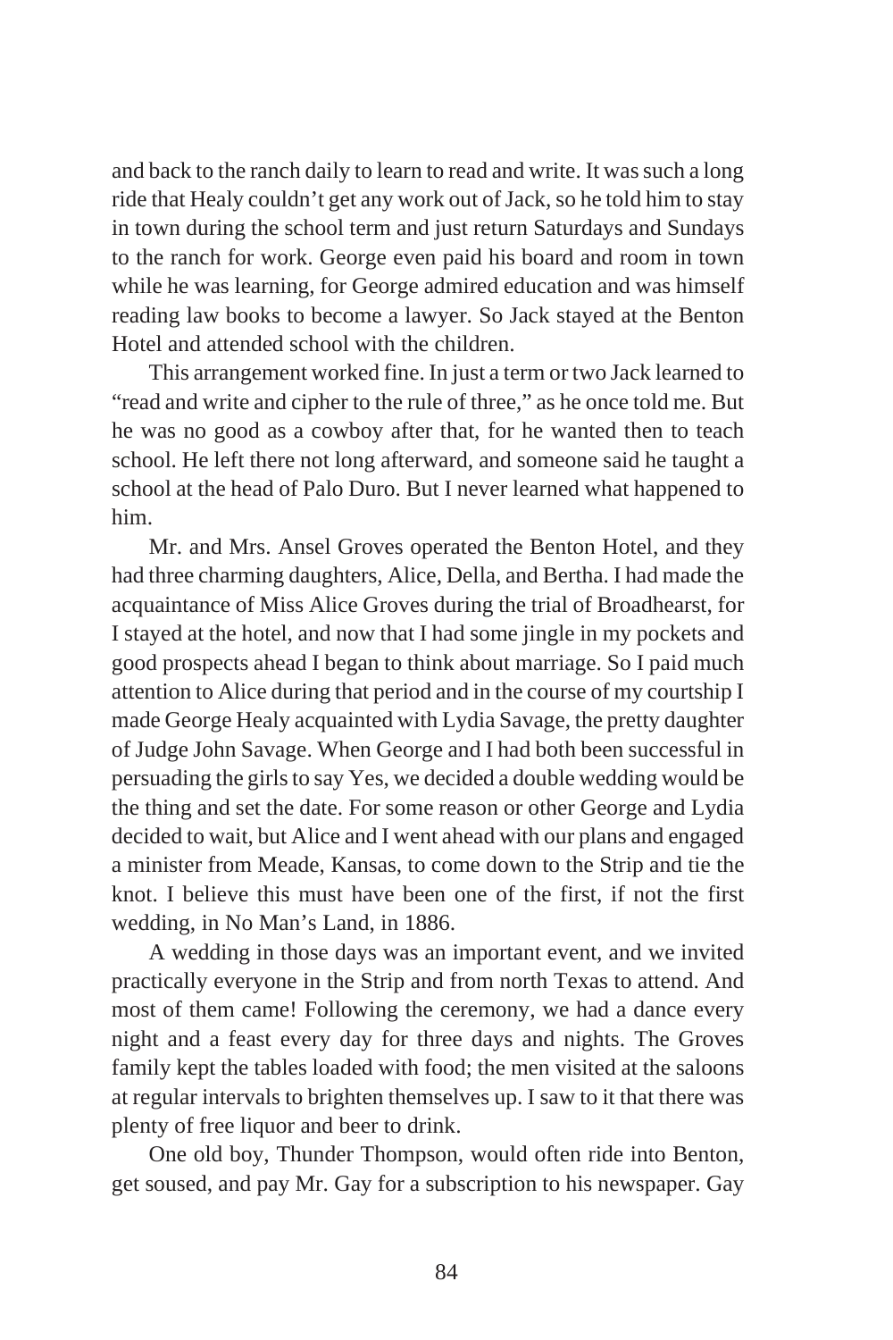and back to the ranch daily to learn to read and write. It was such a long ride that Healy couldn't get any work out of Jack, so he told him to stay in town during the school term and just return Saturdays and Sundays to the ranch for work. George even paid his board and room in town while he was learning, for George admired education and was himself reading law books to become a lawyer. So Jack stayed at the Benton Hotel and attended school with the children.

This arrangement worked fine. In just a term or two Jack learned to "read and write and cipher to the rule of three," as he once told me. But he was no good as a cowboy after that, for he wanted then to teach school. He left there not long afterward, and someone said he taught a school at the head of Palo Duro. But I never learned what happened to him.

Mr. and Mrs. Ansel Groves operated the Benton Hotel, and they had three charming daughters, Alice, Della, and Bertha. I had made the acquaintance of Miss Alice Groves during the trial of Broadhearst, for I stayed at the hotel, and now that I had some jingle in my pockets and good prospects ahead I began to think about marriage. So I paid much attention to Alice during that period and in the course of my courtship I made George Healy acquainted with Lydia Savage, the pretty daughter of Judge John Savage. When George and I had both been successful in persuading the girls to say Yes, we decided a double wedding would be the thing and set the date. For some reason or other George and Lydia decided to wait, but Alice and I went ahead with our plans and engaged a minister from Meade, Kansas, to come down to the Strip and tie the knot. I believe this must have been one of the first, if not the first wedding, in No Man's Land, in 1886.

A wedding in those days was an important event, and we invited practically everyone in the Strip and from north Texas to attend. And most of them came! Following the ceremony, we had a dance every night and a feast every day for three days and nights. The Groves family kept the tables loaded with food; the men visited at the saloons at regular intervals to brighten themselves up. I saw to it that there was plenty of free liquor and beer to drink.

One old boy, Thunder Thompson, would often ride into Benton, get soused, and pay Mr. Gay for a subscription to his newspaper. Gay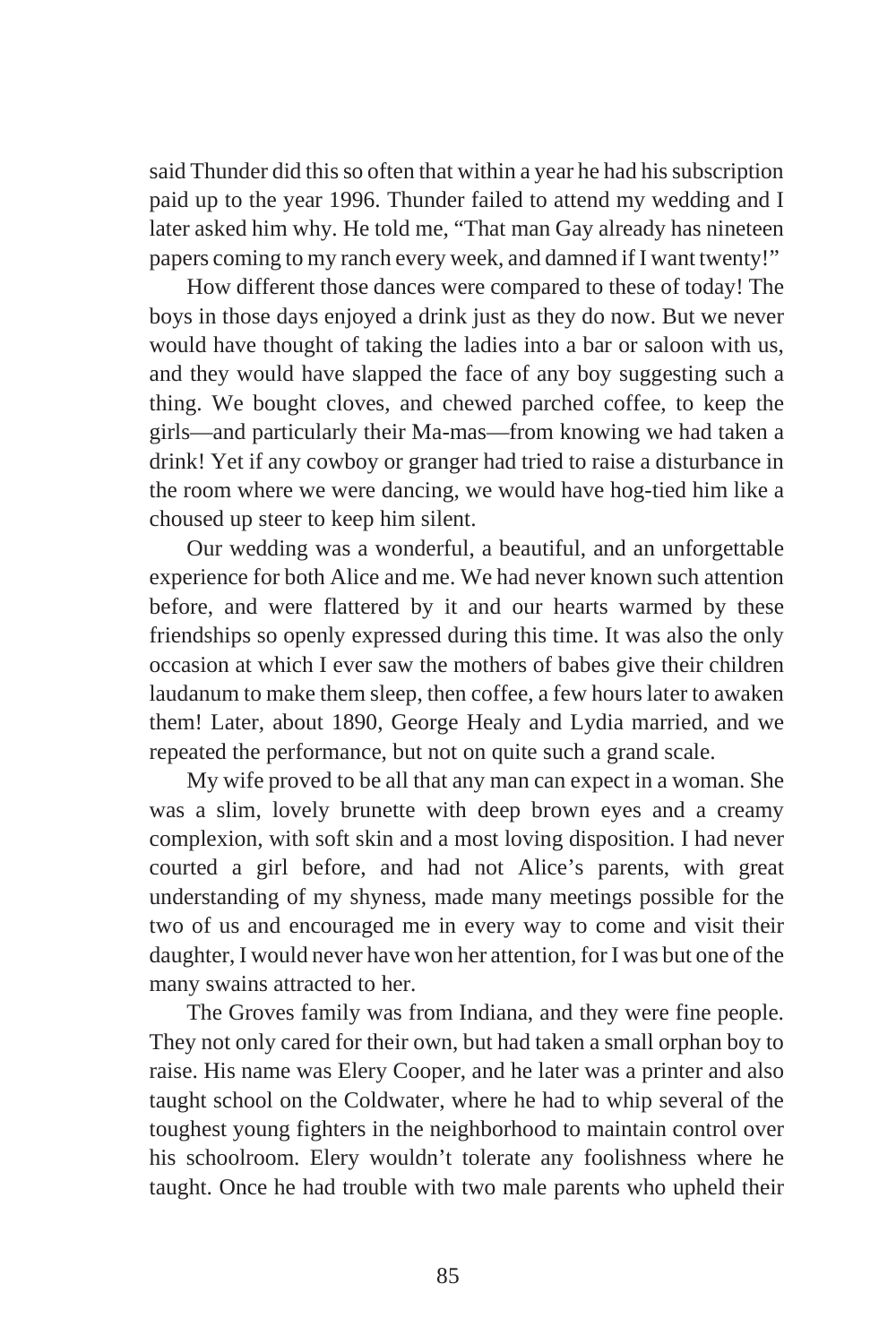said Thunder did this so often that within a year he had his subscription paid up to the year 1996. Thunder failed to attend my wedding and I later asked him why. He told me, "That man Gay already has nineteen papers coming to my ranch every week, and damned if I want twenty!"

How different those dances were compared to these of today! The boys in those days enjoyed a drink just as they do now. But we never would have thought of taking the ladies into a bar or saloon with us, and they would have slapped the face of any boy suggesting such a thing. We bought cloves, and chewed parched coffee, to keep the girls—and particularly their Ma-mas—from knowing we had taken a drink! Yet if any cowboy or granger had tried to raise a disturbance in the room where we were dancing, we would have hog-tied him like a choused up steer to keep him silent.

Our wedding was a wonderful, a beautiful, and an unforgettable experience for both Alice and me. We had never known such attention before, and were flattered by it and our hearts warmed by these friendships so openly expressed during this time. It was also the only occasion at which I ever saw the mothers of babes give their children laudanum to make them sleep, then coffee, a few hours later to awaken them! Later, about 1890, George Healy and Lydia married, and we repeated the performance, but not on quite such a grand scale.

My wife proved to be all that any man can expect in a woman. She was a slim, lovely brunette with deep brown eyes and a creamy complexion, with soft skin and a most loving disposition. I had never courted a girl before, and had not Alice's parents, with great understanding of my shyness, made many meetings possible for the two of us and encouraged me in every way to come and visit their daughter, I would never have won her attention, for I was but one of the many swains attracted to her.

The Groves family was from Indiana, and they were fine people. They not only cared for their own, but had taken a small orphan boy to raise. His name was Elery Cooper, and he later was a printer and also taught school on the Coldwater, where he had to whip several of the toughest young fighters in the neighborhood to maintain control over his schoolroom. Elery wouldn't tolerate any foolishness where he taught. Once he had trouble with two male parents who upheld their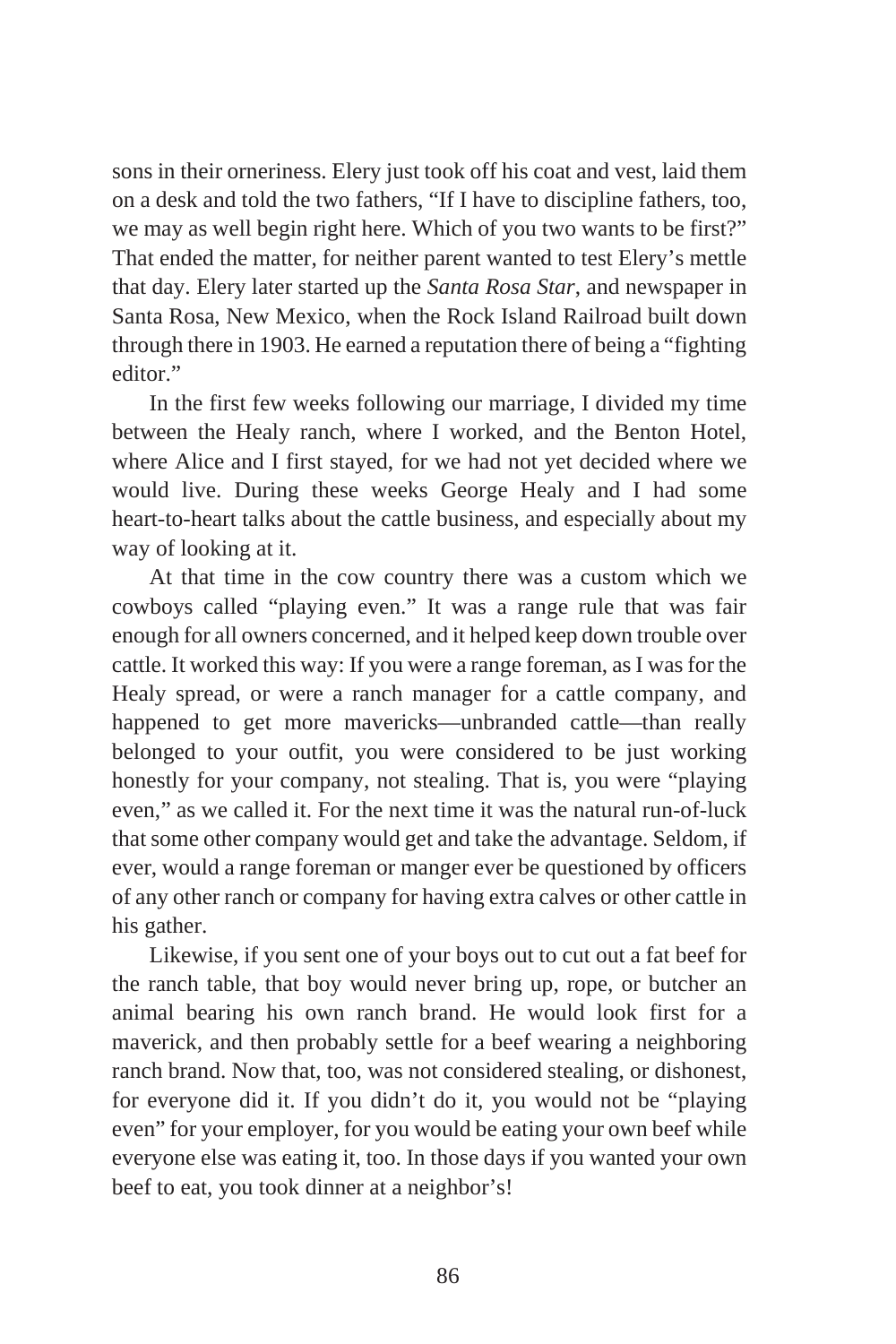sons in their orneriness. Elery just took off his coat and vest, laid them on a desk and told the two fathers, "If I have to discipline fathers, too, we may as well begin right here. Which of you two wants to be first?" That ended the matter, for neither parent wanted to test Elery's mettle that day. Elery later started up the *Santa Rosa Star*, and newspaper in Santa Rosa, New Mexico, when the Rock Island Railroad built down through there in 1903. He earned a reputation there of being a "fighting editor."

In the first few weeks following our marriage, I divided my time between the Healy ranch, where I worked, and the Benton Hotel, where Alice and I first stayed, for we had not yet decided where we would live. During these weeks George Healy and I had some heart-to-heart talks about the cattle business, and especially about my way of looking at it.

At that time in the cow country there was a custom which we cowboys called "playing even." It was a range rule that was fair enough for all owners concerned, and it helped keep down trouble over cattle. It worked this way: If you were a range foreman, as I was for the Healy spread, or were a ranch manager for a cattle company, and happened to get more mavericks—unbranded cattle—than really belonged to your outfit, you were considered to be just working honestly for your company, not stealing. That is, you were "playing even," as we called it. For the next time it was the natural run-of-luck that some other company would get and take the advantage. Seldom, if ever, would a range foreman or manger ever be questioned by officers of any other ranch or company for having extra calves or other cattle in his gather.

Likewise, if you sent one of your boys out to cut out a fat beef for the ranch table, that boy would never bring up, rope, or butcher an animal bearing his own ranch brand. He would look first for a maverick, and then probably settle for a beef wearing a neighboring ranch brand. Now that, too, was not considered stealing, or dishonest, for everyone did it. If you didn't do it, you would not be "playing even" for your employer, for you would be eating your own beef while everyone else was eating it, too. In those days if you wanted your own beef to eat, you took dinner at a neighbor's!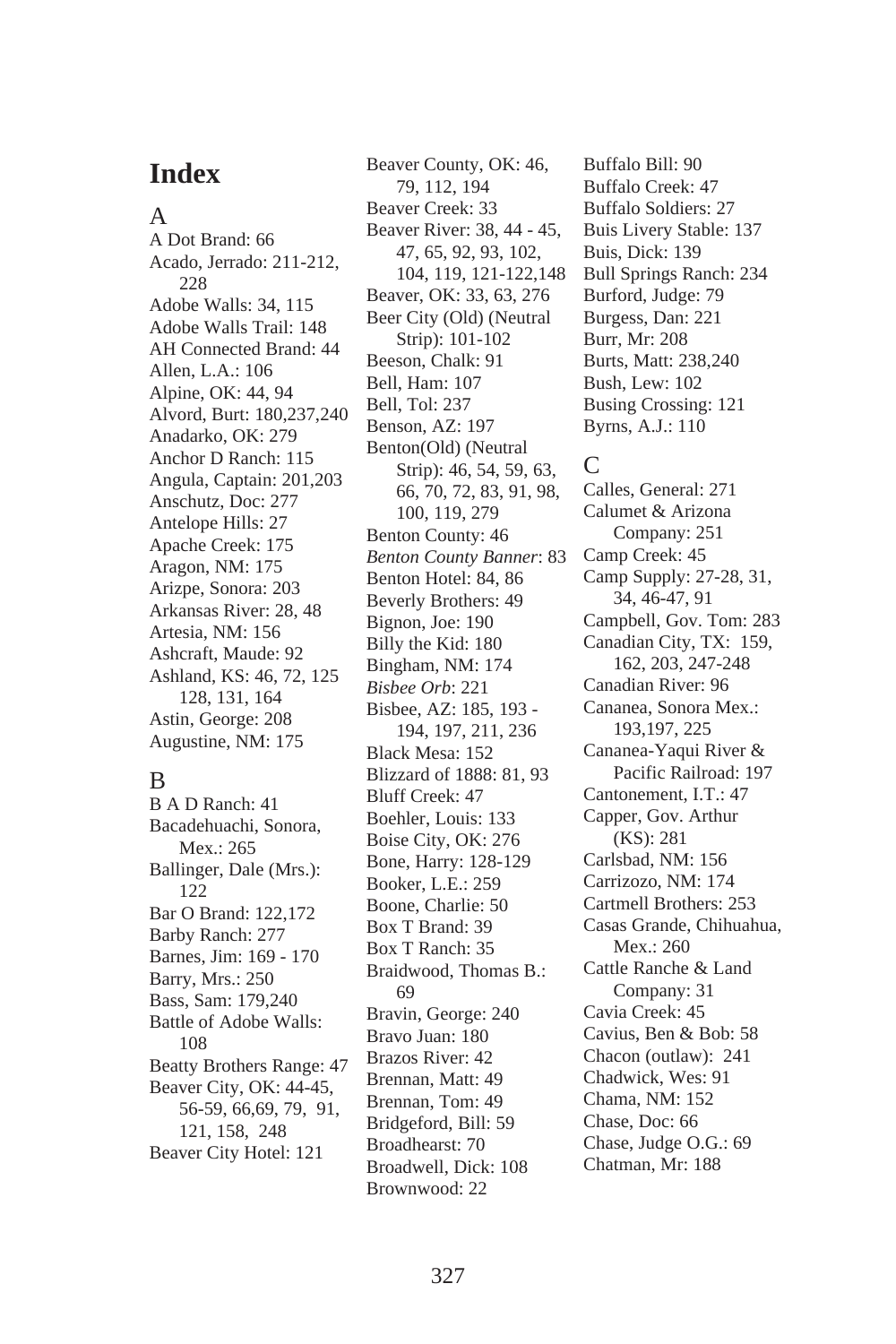# Index

## A

A Dot Brand: 66
Acado, Jerrado: 211-212, 228
Adobe Walls: 34, 115
Adobe Walls Trail: 148
AH Connected Brand: 44
Allen, L.A.: 106
Alpine, OK: 44, 94
Alvord, Burt: 180,237,240
Anadarko, OK: 279
Anchor D Ranch: 115
Angula, Captain: 201,203
Anschutz, Doc: 277
Antelope Hills: 27
Apache Creek: 175
Aragon, NM: 175
Arizpe, Sonora: 203
Arkansas River: 28, 48
Artesia, NM: 156
Ashcraft, Maude: 92
Ashland, KS: 46, 72, 125 128, 131, 164
Astin, George: 208
Augustine, NM: 175

## B

B A D Ranch: 41
Bacadehuachi, Sonora, Mex.: 265
Ballinger, Dale (Mrs.): 122
Bar O Brand: 122,172
Barby Ranch: 277
Barnes, Jim: 169 - 170
Barry, Mrs.: 250
Bass, Sam: 179,240
Battle of Adobe Walls: 108
Beatty Brothers Range: 47
Beaver City, OK: 44-45, 56-59, 66,69, 79, 91, 121, 158, 248
Beaver City Hotel: 121
Beaver County, OK: 46, 79, 112, 194
Beaver Creek: 33
Beaver River: 38, 44 - 45, 47, 65, 92, 93, 102, 104, 119, 121-122,148
Beaver, OK: 33, 63, 276
Beer City (Old) (Neutral Strip): 101-102
Beeson, Chalk: 91
Bell, Ham: 107
Bell, Tol: 237
Benson, AZ: 197
Benton(Old) (Neutral Strip): 46, 54, 59, 63, 66, 70, 72, 83, 91, 98, 100, 119, 279
Benton County: 46
*Benton County Banner*: 83
Benton Hotel: 84, 86
Beverly Brothers: 49
Bignon, Joe: 190
Billy the Kid: 180
Bingham, NM: 174
*Bisbee Orb*: 221
Bisbee, AZ: 185, 193 - 194, 197, 211, 236
Black Mesa: 152
Blizzard of 1888: 81, 93
Bluff Creek: 47
Boehler, Louis: 133
Boise City, OK: 276
Bone, Harry: 128-129
Booker, L.E.: 259
Boone, Charlie: 50
Box T Brand: 39
Box T Ranch: 35
Braidwood, Thomas B.: 69
Bravin, George: 240
Bravo Juan: 180
Brazos River: 42
Brennan, Matt: 49
Brennan, Tom: 49
Bridgeford, Bill: 59
Broadhearst: 70
Broadwell, Dick: 108
Brownwood: 22
Buffalo Bill: 90
Buffalo Creek: 47
Buffalo Soldiers: 27
Buis Livery Stable: 137
Buis, Dick: 139
Bull Springs Ranch: 234
Burford, Judge: 79
Burgess, Dan: 221
Burr, Mr: 208
Burts, Matt: 238,240
Bush, Lew: 102
Busing Crossing: 121
Byrns, A.J.: 110

## C

Calles, General: 271
Calumet & Arizona Company: 251
Camp Creek: 45
Camp Supply: 27-28, 31, 34, 46-47, 91
Campbell, Gov. Tom: 283
Canadian City, TX: 159, 162, 203, 247-248
Canadian River: 96
Cananea, Sonora Mex.: 193,197, 225
Cananea-Yaqui River & Pacific Railroad: 197
Cantonement, I.T.: 47
Capper, Gov. Arthur (KS): 281
Carlsbad, NM: 156
Carrizozo, NM: 174
Cartmell Brothers: 253
Casas Grande, Chihuahua, Mex.: 260
Cattle Ranche & Land Company: 31
Cavia Creek: 45
Cavius, Ben & Bob: 58
Chacon (outlaw): 241
Chadwick, Wes: 91
Chama, NM: 152
Chase, Doc: 66
Chase, Judge O.G.: 69
Chatman, Mr: 188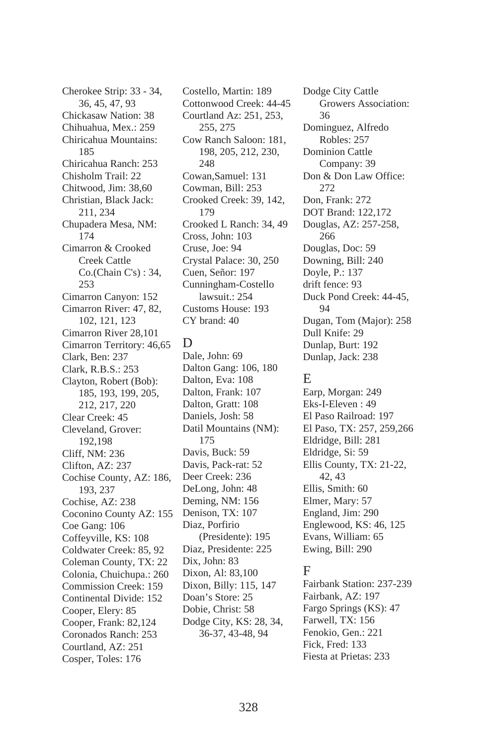Cherokee Strip: 33 - 34, 36, 45, 47, 93
Chickasaw Nation: 38
Chihuahua, Mex.: 259
Chiricahua Mountains: 185
Chiricahua Ranch: 253
Chisholm Trail: 22
Chitwood, Jim: 38,60
Christian, Black Jack: 211, 234
Chupadera Mesa, NM: 174
Cimarron & Crooked Creek Cattle Co.(Chain C's) : 34, 253
Cimarron Canyon: 152
Cimarron River: 47, 82, 102, 121, 123
Cimarron River 28,101
Cimarron Territory: 46,65
Clark, Ben: 237
Clark, R.B.S.: 253
Clayton, Robert (Bob): 185, 193, 199, 205, 212, 217, 220
Clear Creek: 45
Cleveland, Grover: 192,198
Cliff, NM: 236
Clifton, AZ: 237
Cochise County, AZ: 186, 193, 237
Cochise, AZ: 238
Coconino County AZ: 155
Coe Gang: 106
Coffeyville, KS: 108
Coldwater Creek: 85, 92
Coleman County, TX: 22
Colonia, Chuichupa.: 260
Commission Creek: 159
Continental Divide: 152
Cooper, Elery: 85
Cooper, Frank: 82,124
Coronados Ranch: 253
Courtland, AZ: 251
Cosper, Toles: 176
Costello, Martin: 189
Cottonwood Creek: 44-45
Courtland Az: 251, 253, 255, 275
Cow Ranch Saloon: 181, 198, 205, 212, 230, 248
Cowan,Samuel: 131
Cowman, Bill: 253
Crooked Creek: 39, 142, 179
Crooked L Ranch: 34, 49
Cross, John: 103
Cruse, Joe: 94
Crystal Palace: 30, 250
Cuen, Señor: 197
Cunningham-Costello lawsuit.: 254
Customs House: 193
CY brand: 40

## D

Dale, John: 69
Dalton Gang: 106, 180
Dalton, Eva: 108
Dalton, Frank: 107
Dalton, Gratt: 108
Daniels, Josh: 58
Datil Mountains (NM): 175
Davis, Buck: 59
Davis, Pack-rat: 52
Deer Creek: 236
DeLong, John: 48
Deming, NM: 156
Denison, TX: 107
Diaz, Porfirio (Presidente): 195
Diaz, Presidente: 225
Dix, John: 83
Dixon, Al: 83,100
Dixon, Billy: 115, 147
Doan's Store: 25
Dobie, Christ: 58
Dodge City, KS: 28, 34, 36-37, 43-48, 94
Dodge City Cattle Growers Association: 36
Dominguez, Alfredo Robles: 257
Dominion Cattle Company: 39
Don & Don Law Office: 272
Don, Frank: 272
DOT Brand: 122,172
Douglas, AZ: 257-258, 266
Douglas, Doc: 59
Downing, Bill: 240
Doyle, P.: 137
drift fence: 93
Duck Pond Creek: 44-45, 94
Dugan, Tom (Major): 258
Dull Knife: 29
Dunlap, Burt: 192
Dunlap, Jack: 238

## E

Earp, Morgan: 249
Eks-I-Eleven : 49
El Paso Railroad: 197
El Paso, TX: 257, 259,266
Eldridge, Bill: 281
Eldridge, Si: 59
Ellis County, TX: 21-22, 42, 43
Ellis, Smith: 60
Elmer, Mary: 57
England, Jim: 290
Englewood, KS: 46, 125
Evans, William: 65
Ewing, Bill: 290

## F

Fairbank Station: 237-239
Fairbank, AZ: 197
Fargo Springs (KS): 47
Farwell, TX: 156
Fenokio, Gen.: 221
Fick, Fred: 133
Fiesta at Prietas: 233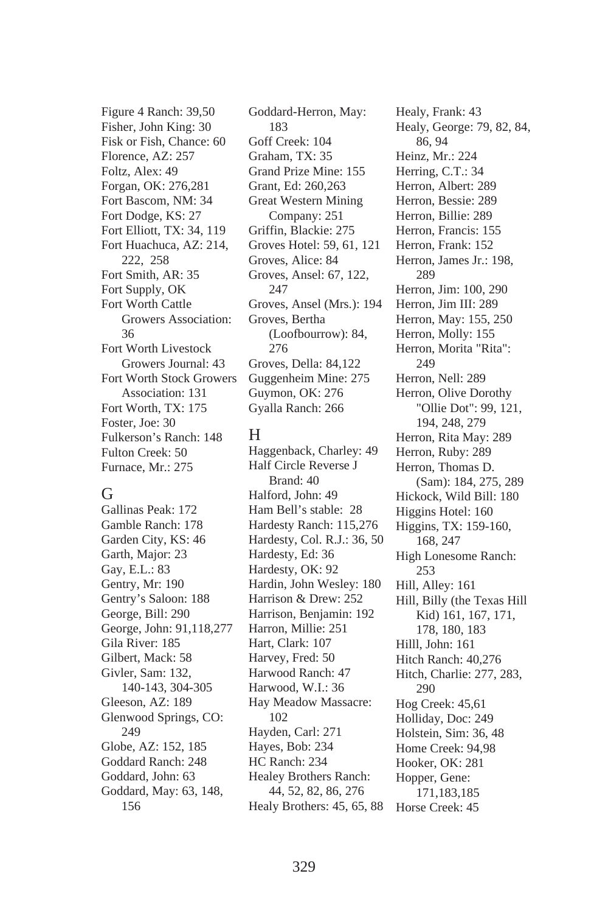Figure 4 Ranch: 39,50
Fisher, John King: 30
Fisk or Fish, Chance: 60
Florence, AZ: 257
Foltz, Alex: 49
Forgan, OK: 276,281
Fort Bascom, NM: 34
Fort Dodge, KS: 27
Fort Elliott, TX: 34, 119
Fort Huachuca, AZ: 214, 222, 258
Fort Smith, AR: 35
Fort Supply, OK
Fort Worth Cattle Growers Association: 36
Fort Worth Livestock Growers Journal: 43
Fort Worth Stock Growers Association: 131
Fort Worth, TX: 175
Foster, Joe: 30
Fulkerson's Ranch: 148
Fulton Creek: 50
Furnace, Mr.: 275

## G

Gallinas Peak: 172
Gamble Ranch: 178
Garden City, KS: 46
Garth, Major: 23
Gay, E.L.: 83
Gentry, Mr: 190
Gentry's Saloon: 188
George, Bill: 290
George, John: 91,118,277
Gila River: 185
Gilbert, Mack: 58
Givler, Sam: 132, 140-143, 304-305
Gleeson, AZ: 189
Glenwood Springs, CO: 249
Globe, AZ: 152, 185
Goddard Ranch: 248
Goddard, John: 63
Goddard, May: 63, 148, 156
Goddard-Herron, May: 183
Goff Creek: 104
Graham, TX: 35
Grand Prize Mine: 155
Grant, Ed: 260,263
Great Western Mining Company: 251
Griffin, Blackie: 275
Groves Hotel: 59, 61, 121
Groves, Alice: 84
Groves, Ansel: 67, 122, 247
Groves, Ansel (Mrs.): 194
Groves, Bertha (Loofbourrow): 84, 276
Groves, Della: 84,122
Guggenheim Mine: 275
Guymon, OK: 276
Gyalla Ranch: 266

## H

Haggenback, Charley: 49
Half Circle Reverse J Brand: 40
Halford, John: 49
Ham Bell's stable: 28
Hardesty Ranch: 115,276
Hardesty, Col. R.J.: 36, 50
Hardesty, Ed: 36
Hardesty, OK: 92
Hardin, John Wesley: 180
Harrison & Drew: 252
Harrison, Benjamin: 192
Harron, Millie: 251
Hart, Clark: 107
Harvey, Fred: 50
Harwood Ranch: 47
Harwood, W.I.: 36
Hay Meadow Massacre: 102
Hayden, Carl: 271
Hayes, Bob: 234
HC Ranch: 234
Healey Brothers Ranch: 44, 52, 82, 86, 276
Healy Brothers: 45, 65, 88
Healy, Frank: 43
Healy, George: 79, 82, 84, 86, 94
Heinz, Mr.: 224
Herring, C.T.: 34
Herron, Albert: 289
Herron, Bessie: 289
Herron, Billie: 289
Herron, Francis: 155
Herron, Frank: 152
Herron, James Jr.: 198, 289
Herron, Jim: 100, 290
Herron, Jim III: 289
Herron, May: 155, 250
Herron, Molly: 155
Herron, Morita "Rita": 249
Herron, Nell: 289
Herron, Olive Dorothy "Ollie Dot": 99, 121, 194, 248, 279
Herron, Rita May: 289
Herron, Ruby: 289
Herron, Thomas D. (Sam): 184, 275, 289
Hickock, Wild Bill: 180
Higgins Hotel: 160
Higgins, TX: 159-160, 168, 247
High Lonesome Ranch: 253
Hill, Alley: 161
Hill, Billy (the Texas Hill Kid) 161, 167, 171, 178, 180, 183
Hilll, John: 161
Hitch Ranch: 40,276
Hitch, Charlie: 277, 283, 290
Hog Creek: 45,61
Holliday, Doc: 249
Holstein, Sim: 36, 48
Home Creek: 94,98
Hooker, OK: 281
Hopper, Gene: 171,183,185
Horse Creek: 45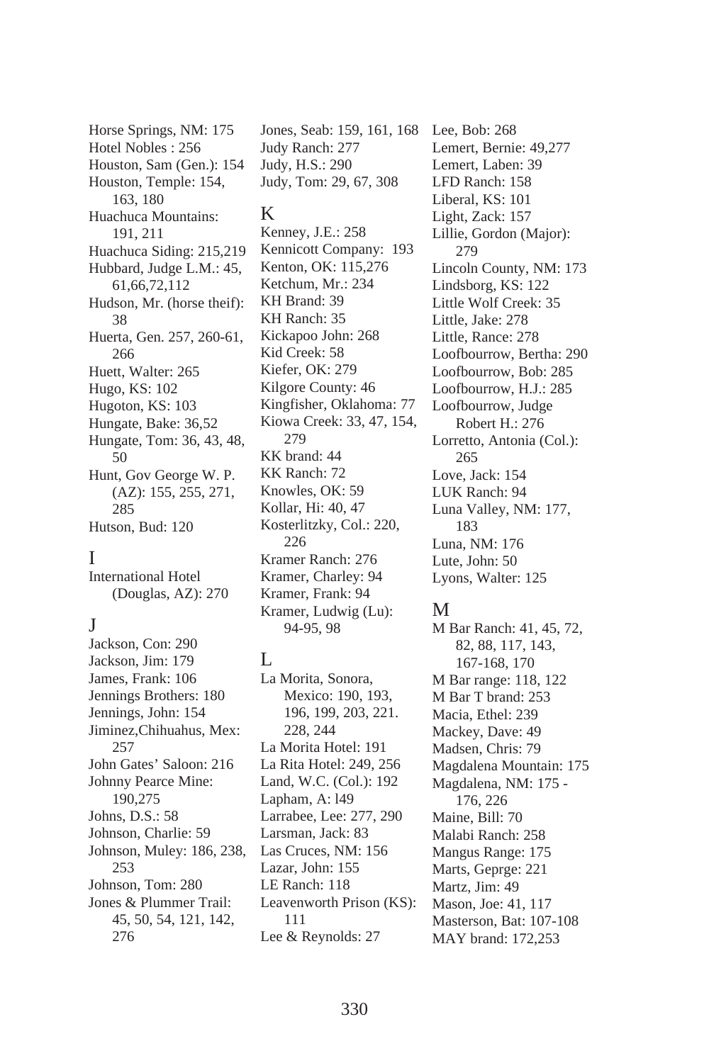Horse Springs, NM: 175
Hotel Nobles : 256
Houston, Sam (Gen.): 154
Houston, Temple: 154, 163, 180
Huachuca Mountains: 191, 211
Huachuca Siding: 215,219
Hubbard, Judge L.M.: 45, 61,66,72,112
Hudson, Mr. (horse theif): 38
Huerta, Gen. 257, 260-61, 266
Huett, Walter: 265
Hugo, KS: 102
Hugoton, KS: 103
Hungate, Bake: 36,52
Hungate, Tom: 36, 43, 48, 50
Hunt, Gov George W. P. (AZ): 155, 255, 271, 285
Hutson, Bud: 120

## I

International Hotel (Douglas, AZ): 270

## J

Jackson, Con: 290
Jackson, Jim: 179
James, Frank: 106
Jennings Brothers: 180
Jennings, John: 154
Jiminez,Chihuahus, Mex: 257
John Gates' Saloon: 216
Johnny Pearce Mine: 190,275
Johns, D.S.: 58
Johnson, Charlie: 59
Johnson, Muley: 186, 238, 253
Johnson, Tom: 280
Jones & Plummer Trail: 45, 50, 54, 121, 142, 276
Jones, Seab: 159, 161, 168
Judy Ranch: 277
Judy, H.S.: 290
Judy, Tom: 29, 67, 308

## K

Kenney, J.E.: 258
Kennicott Company: 193
Kenton, OK: 115,276
Ketchum, Mr.: 234
KH Brand: 39
KH Ranch: 35
Kickapoo John: 268
Kid Creek: 58
Kiefer, OK: 279
Kilgore County: 46
Kingfisher, Oklahoma: 77
Kiowa Creek: 33, 47, 154, 279
KK brand: 44
KK Ranch: 72
Knowles, OK: 59
Kollar, Hi: 40, 47
Kosterlitzky, Col.: 220, 226
Kramer Ranch: 276
Kramer, Charley: 94
Kramer, Frank: 94
Kramer, Ludwig (Lu): 94-95, 98

## L

La Morita, Sonora, Mexico: 190, 193, 196, 199, 203, 221. 228, 244
La Morita Hotel: 191
La Rita Hotel: 249, 256
Land, W.C. (Col.): 192
Lapham, A: l49
Larrabee, Lee: 277, 290
Larsman, Jack: 83
Las Cruces, NM: 156
Lazar, John: 155
LE Ranch: 118
Leavenworth Prison (KS): 111
Lee & Reynolds: 27
Lee, Bob: 268
Lemert, Bernie: 49,277
Lemert, Laben: 39
LFD Ranch: 158
Liberal, KS: 101
Light, Zack: 157
Lillie, Gordon (Major): 279
Lincoln County, NM: 173
Lindsborg, KS: 122
Little Wolf Creek: 35
Little, Jake: 278
Little, Rance: 278
Loofbourrow, Bertha: 290
Loofbourrow, Bob: 285
Loofbourrow, H.J.: 285
Loofbourrow, Judge Robert H.: 276
Lorretto, Antonia (Col.): 265
Love, Jack: 154
LUK Ranch: 94
Luna Valley, NM: 177, 183
Luna, NM: 176
Lute, John: 50
Lyons, Walter: 125

## M

M Bar Ranch: 41, 45, 72, 82, 88, 117, 143, 167-168, 170
M Bar range: 118, 122
M Bar T brand: 253
Macia, Ethel: 239
Mackey, Dave: 49
Madsen, Chris: 79
Magdalena Mountain: 175
Magdalena, NM: 175 - 176, 226
Maine, Bill: 70
Malabi Ranch: 258
Mangus Range: 175
Marts, Geprge: 221
Martz, Jim: 49
Mason, Joe: 41, 117
Masterson, Bat: 107-108
MAY brand: 172,253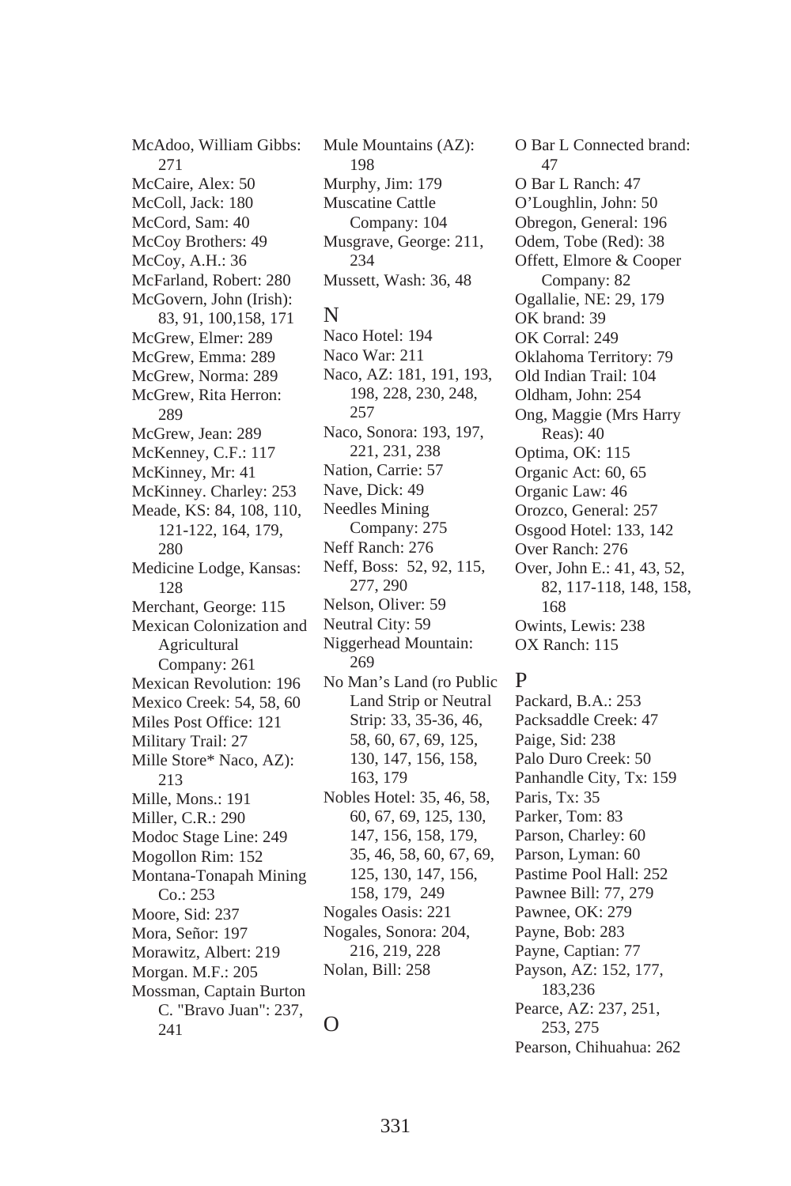McAdoo, William Gibbs: 271
McCaire, Alex: 50
McColl, Jack: 180
McCord, Sam: 40
McCoy Brothers: 49
McCoy, A.H.: 36
McFarland, Robert: 280
McGovern, John (Irish): 83, 91, 100,158, 171
McGrew, Elmer: 289
McGrew, Emma: 289
McGrew, Norma: 289
McGrew, Rita Herron: 289
McGrew, Jean: 289
McKenney, C.F.: 117
McKinney, Mr: 41
McKinney. Charley: 253
Meade, KS: 84, 108, 110, 121-122, 164, 179, 280
Medicine Lodge, Kansas: 128
Merchant, George: 115
Mexican Colonization and Agricultural Company: 261
Mexican Revolution: 196
Mexico Creek: 54, 58, 60
Miles Post Office: 121
Military Trail: 27
Mille Store* Naco, AZ): 213
Mille, Mons.: 191
Miller, C.R.: 290
Modoc Stage Line: 249
Mogollon Rim: 152
Montana-Tonapah Mining Co.: 253
Moore, Sid: 237
Mora, Señor: 197
Morawitz, Albert: 219
Morgan. M.F.: 205
Mossman, Captain Burton C. "Bravo Juan": 237, 241
Mule Mountains (AZ): 198
Murphy, Jim: 179
Muscatine Cattle Company: 104
Musgrave, George: 211, 234
Mussett, Wash: 36, 48

## N

Naco Hotel: 194
Naco War: 211
Naco, AZ: 181, 191, 193, 198, 228, 230, 248, 257
Naco, Sonora: 193, 197, 221, 231, 238
Nation, Carrie: 57
Nave, Dick: 49
Needles Mining Company: 275
Neff Ranch: 276
Neff, Boss: 52, 92, 115, 277, 290
Nelson, Oliver: 59
Neutral City: 59
Niggerhead Mountain: 269
No Man's Land (ro Public Land Strip or Neutral Strip: 33, 35-36, 46, 58, 60, 67, 69, 125, 130, 147, 156, 158, 163, 179
Nobles Hotel: 35, 46, 58, 60, 67, 69, 125, 130, 147, 156, 158, 179, 35, 46, 58, 60, 67, 69, 125, 130, 147, 156, 158, 179, 249
Nogales Oasis: 221
Nogales, Sonora: 204, 216, 219, 228
Nolan, Bill: 258

## O

O Bar L Connected brand: 47
O Bar L Ranch: 47
O'Loughlin, John: 50
Obregon, General: 196
Odem, Tobe (Red): 38
Offett, Elmore & Cooper Company: 82
Ogallalie, NE: 29, 179
OK brand: 39
OK Corral: 249
Oklahoma Territory: 79
Old Indian Trail: 104
Oldham, John: 254
Ong, Maggie (Mrs Harry Reas): 40
Optima, OK: 115
Organic Act: 60, 65
Organic Law: 46
Orozco, General: 257
Osgood Hotel: 133, 142
Over Ranch: 276
Over, John E.: 41, 43, 52, 82, 117-118, 148, 158, 168
Owints, Lewis: 238
OX Ranch: 115

## P

Packard, B.A.: 253
Packsaddle Creek: 47
Paige, Sid: 238
Palo Duro Creek: 50
Panhandle City, Tx: 159
Paris, Tx: 35
Parker, Tom: 83
Parson, Charley: 60
Parson, Lyman: 60
Pastime Pool Hall: 252
Pawnee Bill: 77, 279
Pawnee, OK: 279
Payne, Bob: 283
Payne, Captian: 77
Payson, AZ: 152, 177, 183,236
Pearce, AZ: 237, 251, 253, 275
Pearson, Chihuahua: 262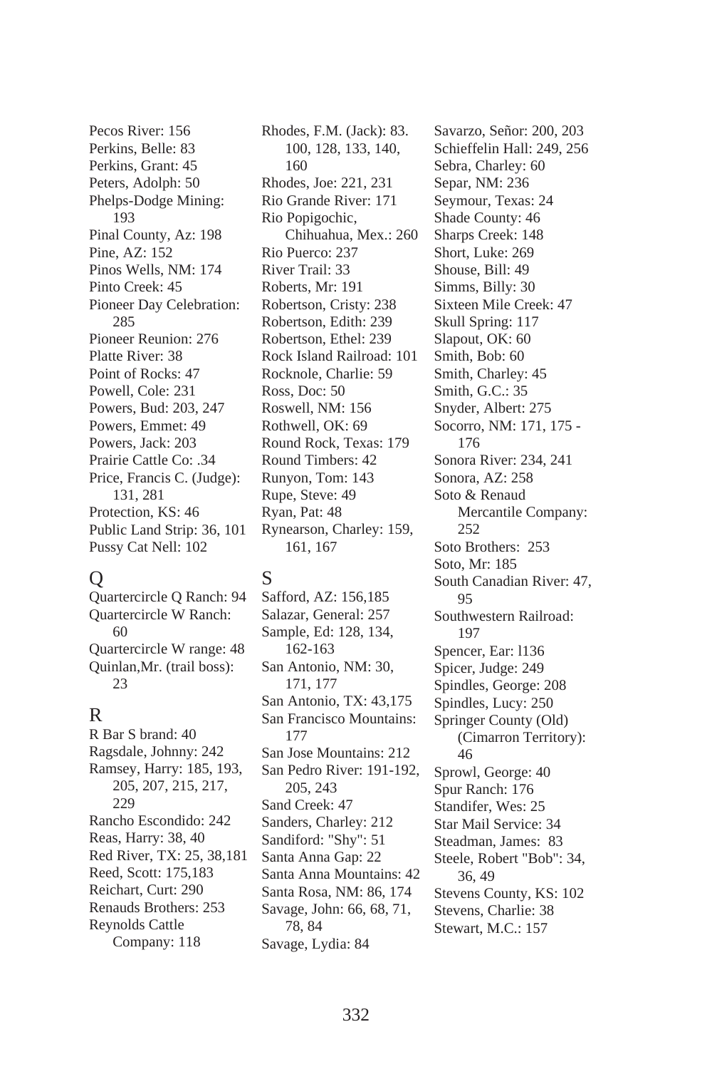Pecos River: 156
Perkins, Belle: 83
Perkins, Grant: 45
Peters, Adolph: 50
Phelps-Dodge Mining: 193
Pinal County, Az: 198
Pine, AZ: 152
Pinos Wells, NM: 174
Pinto Creek: 45
Pioneer Day Celebration: 285
Pioneer Reunion: 276
Platte River: 38
Point of Rocks: 47
Powell, Cole: 231
Powers, Bud: 203, 247
Powers, Emmet: 49
Powers, Jack: 203
Prairie Cattle Co: .34
Price, Francis C. (Judge): 131, 281
Protection, KS: 46
Public Land Strip: 36, 101
Pussy Cat Nell: 102

## Q

Quartercircle Q Ranch: 94
Quartercircle W Ranch: 60
Quartercircle W range: 48
Quinlan,Mr. (trail boss): 23

## R

R Bar S brand: 40
Ragsdale, Johnny: 242
Ramsey, Harry: 185, 193, 205, 207, 215, 217, 229
Rancho Escondido: 242
Reas, Harry: 38, 40
Red River, TX: 25, 38,181
Reed, Scott: 175,183
Reichart, Curt: 290
Renauds Brothers: 253
Reynolds Cattle Company: 118
Rhodes, F.M. (Jack): 83. 100, 128, 133, 140, 160
Rhodes, Joe: 221, 231
Rio Grande River: 171
Rio Popigochic, Chihuahua, Mex.: 260
Rio Puerco: 237
River Trail: 33
Roberts, Mr: 191
Robertson, Cristy: 238
Robertson, Edith: 239
Robertson, Ethel: 239
Rock Island Railroad: 101
Rocknole, Charlie: 59
Ross, Doc: 50
Roswell, NM: 156
Rothwell, OK: 69
Round Rock, Texas: 179
Round Timbers: 42
Runyon, Tom: 143
Rupe, Steve: 49
Ryan, Pat: 48
Rynearson, Charley: 159, 161, 167

## S

Safford, AZ: 156,185
Salazar, General: 257
Sample, Ed: 128, 134, 162-163
San Antonio, NM: 30, 171, 177
San Antonio, TX: 43,175
San Francisco Mountains: 177
San Jose Mountains: 212
San Pedro River: 191-192, 205, 243
Sand Creek: 47
Sanders, Charley: 212
Sandiford: "Shy": 51
Santa Anna Gap: 22
Santa Anna Mountains: 42
Santa Rosa, NM: 86, 174
Savage, John: 66, 68, 71, 78, 84
Savage, Lydia: 84
Savarzo, Señor: 200, 203
Schieffelin Hall: 249, 256
Sebra, Charley: 60
Separ, NM: 236
Seymour, Texas: 24
Shade County: 46
Sharps Creek: 148
Short, Luke: 269
Shouse, Bill: 49
Simms, Billy: 30
Sixteen Mile Creek: 47
Skull Spring: 117
Slapout, OK: 60
Smith, Bob: 60
Smith, Charley: 45
Smith, G.C.: 35
Snyder, Albert: 275
Socorro, NM: 171, 175 - 176
Sonora River: 234, 241
Sonora, AZ: 258
Soto & Renaud Mercantile Company: 252
Soto Brothers: 253
Soto, Mr: 185
South Canadian River: 47, 95
Southwestern Railroad: 197
Spencer, Ear: l136
Spicer, Judge: 249
Spindles, George: 208
Spindles, Lucy: 250
Springer County (Old) (Cimarron Territory): 46
Sprowl, George: 40
Spur Ranch: 176
Standifer, Wes: 25
Star Mail Service: 34
Steadman, James: 83
Steele, Robert "Bob": 34, 36, 49
Stevens County, KS: 102
Stevens, Charlie: 38
Stewart, M.C.: 157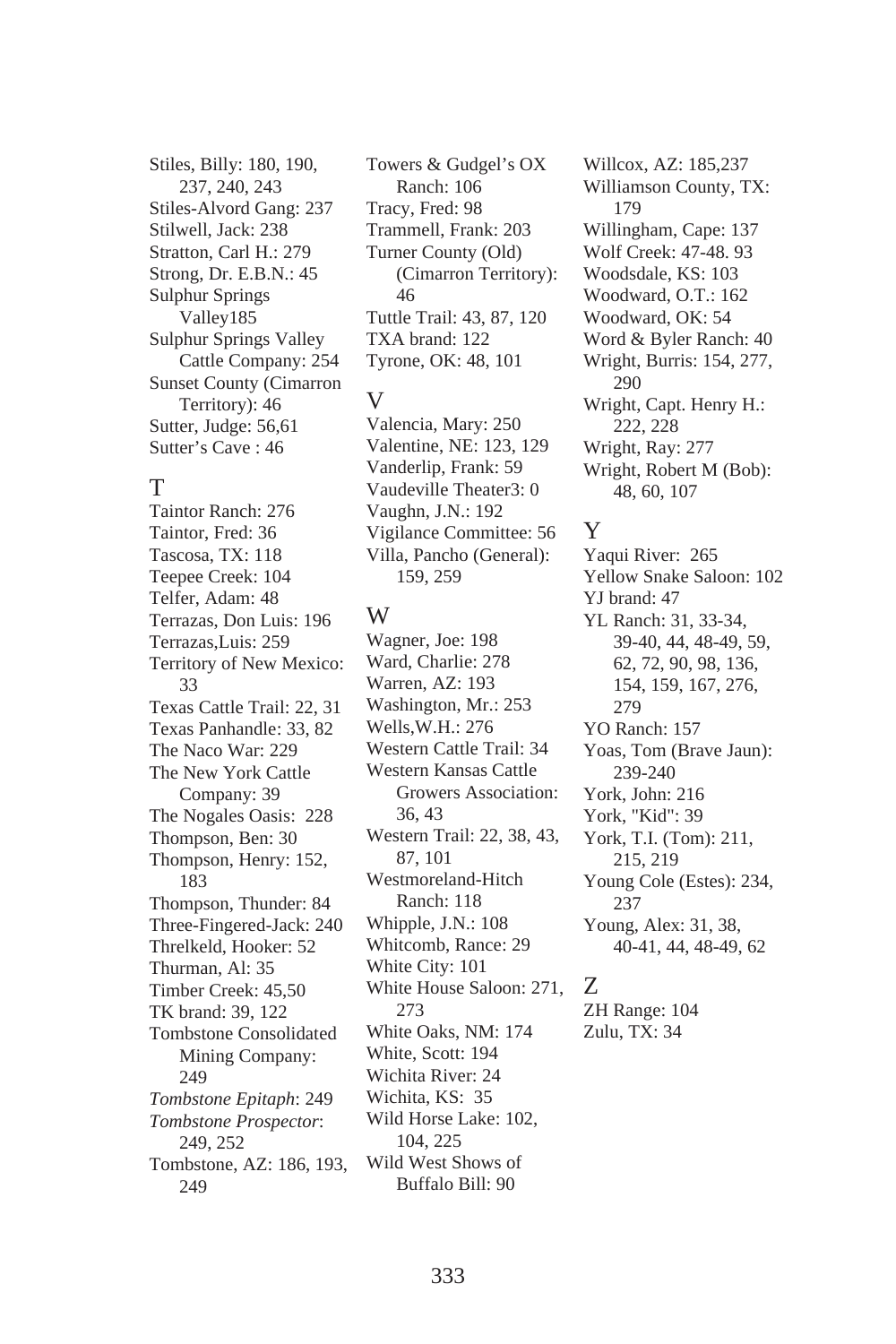Stiles, Billy: 180, 190, 237, 240, 243
Stiles-Alvord Gang: 237
Stilwell, Jack: 238
Stratton, Carl H.: 279
Strong, Dr. E.B.N.: 45
Sulphur Springs Valley185
Sulphur Springs Valley Cattle Company: 254
Sunset County (Cimarron Territory): 46
Sutter, Judge: 56,61
Sutter's Cave : 46

## T

Taintor Ranch: 276
Taintor, Fred: 36
Tascosa, TX: 118
Teepee Creek: 104
Telfer, Adam: 48
Terrazas, Don Luis: 196
Terrazas,Luis: 259
Territory of New Mexico: 33
Texas Cattle Trail: 22, 31
Texas Panhandle: 33, 82
The Naco War: 229
The New York Cattle Company: 39
The Nogales Oasis: 228
Thompson, Ben: 30
Thompson, Henry: 152, 183
Thompson, Thunder: 84
Three-Fingered-Jack: 240
Threlkeld, Hooker: 52
Thurman, Al: 35
Timber Creek: 45,50
TK brand: 39, 122
Tombstone Consolidated Mining Company: 249
*Tombstone Epitaph*: 249
*Tombstone Prospector*: 249, 252
Tombstone, AZ: 186, 193, 249
Towers & Gudgel's OX Ranch: 106
Tracy, Fred: 98
Trammell, Frank: 203
Turner County (Old) (Cimarron Territory): 46
Tuttle Trail: 43, 87, 120
TXA brand: 122
Tyrone, OK: 48, 101

## V

Valencia, Mary: 250
Valentine, NE: 123, 129
Vanderlip, Frank: 59
Vaudeville Theater3: 0
Vaughn, J.N.: 192
Vigilance Committee: 56
Villa, Pancho (General): 159, 259

## W

Wagner, Joe: 198
Ward, Charlie: 278
Warren, AZ: 193
Washington, Mr.: 253
Wells,W.H.: 276
Western Cattle Trail: 34
Western Kansas Cattle Growers Association: 36, 43
Western Trail: 22, 38, 43, 87, 101
Westmoreland-Hitch Ranch: 118
Whipple, J.N.: 108
Whitcomb, Rance: 29
White City: 101
White House Saloon: 271, 273
White Oaks, NM: 174
White, Scott: 194
Wichita River: 24
Wichita, KS: 35
Wild Horse Lake: 102, 104, 225
Wild West Shows of Buffalo Bill: 90
Willcox, AZ: 185,237
Williamson County, TX: 179
Willingham, Cape: 137
Wolf Creek: 47-48. 93
Woodsdale, KS: 103
Woodward, O.T.: 162
Woodward, OK: 54
Word & Byler Ranch: 40
Wright, Burris: 154, 277, 290
Wright, Capt. Henry H.: 222, 228
Wright, Ray: 277
Wright, Robert M (Bob): 48, 60, 107

## Y

Yaqui River: 265
Yellow Snake Saloon: 102
YJ brand: 47
YL Ranch: 31, 33-34, 39-40, 44, 48-49, 59, 62, 72, 90, 98, 136, 154, 159, 167, 276, 279
YO Ranch: 157
Yoas, Tom (Brave Jaun): 239-240
York, John: 216
York, "Kid": 39
York, T.I. (Tom): 211, 215, 219
Young Cole (Estes): 234, 237
Young, Alex: 31, 38, 40-41, 44, 48-49, 62

## Z

ZH Range: 104
Zulu, TX: 34